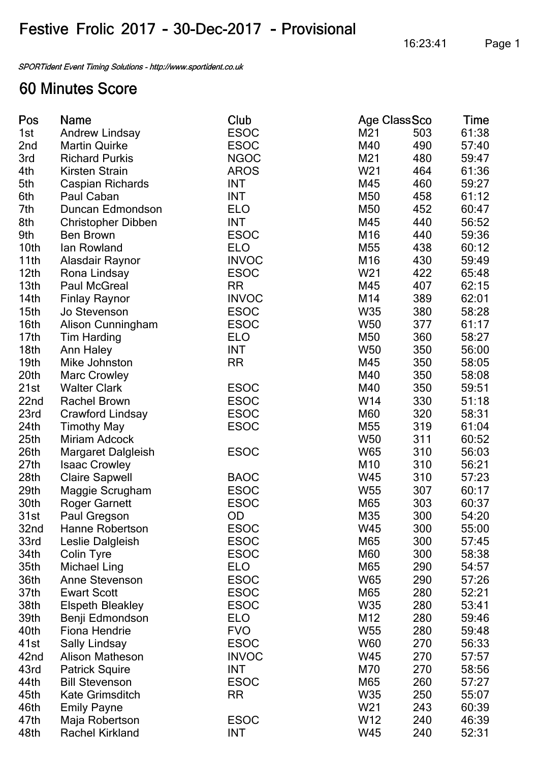# Festive Frolic 2017 - 30-Dec-2017 - Provisional

*SPORTident Event Timing Solutions - http://www.sportident.co.uk*

## 60 Minutes Score

| Pos | Name | Club | Age Class | Sco | Time |
|---|---|---|---|---|---|
| 1st | Andrew Lindsay | ESOC | M21 | 503 | 61:38 |
| 2nd | Martin Quirke | ESOC | M40 | 490 | 57:40 |
| 3rd | Richard Purkis | NGOC | M21 | 480 | 59:47 |
| 4th | Kirsten Strain | AROS | W21 | 464 | 61:36 |
| 5th | Caspian Richards | INT | M45 | 460 | 59:27 |
| 6th | Paul Caban | INT | M50 | 458 | 61:12 |
| 7th | Duncan Edmondson | ELO | M50 | 452 | 60:47 |
| 8th | Christopher Dibben | INT | M45 | 440 | 56:52 |
| 9th | Ben Brown | ESOC | M16 | 440 | 59:36 |
| 10th | Ian Rowland | ELO | M55 | 438 | 60:12 |
| 11th | Alasdair Raynor | INVOC | M16 | 430 | 59:49 |
| 12th | Rona Lindsay | ESOC | W21 | 422 | 65:48 |
| 13th | Paul McGreal | RR | M45 | 407 | 62:15 |
| 14th | Finlay Raynor | INVOC | M14 | 389 | 62:01 |
| 15th | Jo Stevenson | ESOC | W35 | 380 | 58:28 |
| 16th | Alison Cunningham | ESOC | W50 | 377 | 61:17 |
| 17th | Tim Harding | ELO | M50 | 360 | 58:27 |
| 18th | Ann Haley | INT | W50 | 350 | 56:00 |
| 19th | Mike Johnston | RR | M45 | 350 | 58:05 |
| 20th | Marc Crowley | | M40 | 350 | 58:08 |
| 21st | Walter Clark | ESOC | M40 | 350 | 59:51 |
| 22nd | Rachel Brown | ESOC | W14 | 330 | 51:18 |
| 23rd | Crawford Lindsay | ESOC | M60 | 320 | 58:31 |
| 24th | Timothy May | ESOC | M55 | 319 | 61:04 |
| 25th | Miriam Adcock | | W50 | 311 | 60:52 |
| 26th | Margaret Dalgleish | ESOC | W65 | 310 | 56:03 |
| 27th | Isaac Crowley | | M10 | 310 | 56:21 |
| 28th | Claire Sapwell | BAOC | W45 | 310 | 57:23 |
| 29th | Maggie Scrugham | ESOC | W55 | 307 | 60:17 |
| 30th | Roger Garnett | ESOC | M65 | 303 | 60:37 |
| 31st | Paul Gregson | OD | M35 | 300 | 54:20 |
| 32nd | Hanne Robertson | ESOC | W45 | 300 | 55:00 |
| 33rd | Leslie Dalgleish | ESOC | M65 | 300 | 57:45 |
| 34th | Colin Tyre | ESOC | M60 | 300 | 58:38 |
| 35th | Michael Ling | ELO | M65 | 290 | 54:57 |
| 36th | Anne Stevenson | ESOC | W65 | 290 | 57:26 |
| 37th | Ewart Scott | ESOC | M65 | 280 | 52:21 |
| 38th | Elspeth Bleakley | ESOC | W35 | 280 | 53:41 |
| 39th | Benji Edmondson | ELO | M12 | 280 | 59:46 |
| 40th | Fiona Hendrie | FVO | W55 | 280 | 59:48 |
| 41st | Sally Lindsay | ESOC | W60 | 270 | 56:33 |
| 42nd | Alison Matheson | INVOC | W45 | 270 | 57:57 |
| 43rd | Patrick Squire | INT | M70 | 270 | 58:56 |
| 44th | Bill Stevenson | ESOC | M65 | 260 | 57:27 |
| 45th | Kate Grimsditch | RR | W35 | 250 | 55:07 |
| 46th | Emily Payne | | W21 | 243 | 60:39 |
| 47th | Maja Robertson | ESOC | W12 | 240 | 46:39 |
| 48th | Rachel Kirkland | INT | W45 | 240 | 52:31 |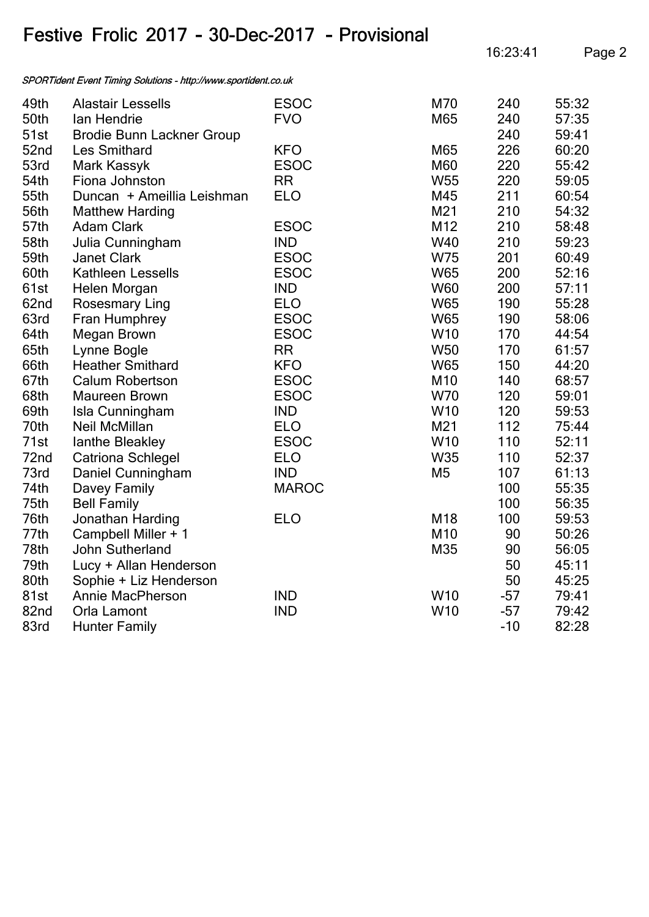# Festive Frolic 2017 - 30-Dec-2017 - Provisional

*SPORTident Event Timing Solutions - http://www.sportident.co.uk*

| | | | | | |
|---|---|---|---|---|---|
| 49th | Alastair Lessells | ESOC | M70 | 240 | 55:32 |
| 50th | Ian Hendrie | FVO | M65 | 240 | 57:35 |
| 51st | Brodie Bunn Lackner Group | | | 240 | 59:41 |
| 52nd | Les Smithard | KFO | M65 | 226 | 60:20 |
| 53rd | Mark Kassyk | ESOC | M60 | 220 | 55:42 |
| 54th | Fiona Johnston | RR | W55 | 220 | 59:05 |
| 55th | Duncan + Ameillia Leishman | ELO | M45 | 211 | 60:54 |
| 56th | Matthew Harding | | M21 | 210 | 54:32 |
| 57th | Adam Clark | ESOC | M12 | 210 | 58:48 |
| 58th | Julia Cunningham | IND | W40 | 210 | 59:23 |
| 59th | Janet Clark | ESOC | W75 | 201 | 60:49 |
| 60th | Kathleen Lessells | ESOC | W65 | 200 | 52:16 |
| 61st | Helen Morgan | IND | W60 | 200 | 57:11 |
| 62nd | Rosesmary Ling | ELO | W65 | 190 | 55:28 |
| 63rd | Fran Humphrey | ESOC | W65 | 190 | 58:06 |
| 64th | Megan Brown | ESOC | W10 | 170 | 44:54 |
| 65th | Lynne Bogle | RR | W50 | 170 | 61:57 |
| 66th | Heather Smithard | KFO | W65 | 150 | 44:20 |
| 67th | Calum Robertson | ESOC | M10 | 140 | 68:57 |
| 68th | Maureen Brown | ESOC | W70 | 120 | 59:01 |
| 69th | Isla Cunningham | IND | W10 | 120 | 59:53 |
| 70th | Neil McMillan | ELO | M21 | 112 | 75:44 |
| 71st | Ianthe Bleakley | ESOC | W10 | 110 | 52:11 |
| 72nd | Catriona Schlegel | ELO | W35 | 110 | 52:37 |
| 73rd | Daniel Cunningham | IND | M5 | 107 | 61:13 |
| 74th | Davey Family | MAROC | | 100 | 55:35 |
| 75th | Bell Family | | | 100 | 56:35 |
| 76th | Jonathan Harding | ELO | M18 | 100 | 59:53 |
| 77th | Campbell Miller + 1 | | M10 | 90 | 50:26 |
| 78th | John Sutherland | | M35 | 90 | 56:05 |
| 79th | Lucy + Allan Henderson | | | 50 | 45:11 |
| 80th | Sophie + Liz Henderson | | | 50 | 45:25 |
| 81st | Annie MacPherson | IND | W10 | -57 | 79:41 |
| 82nd | Orla Lamont | IND | W10 | -57 | 79:42 |
| 83rd | Hunter Family | | | -10 | 82:28 |